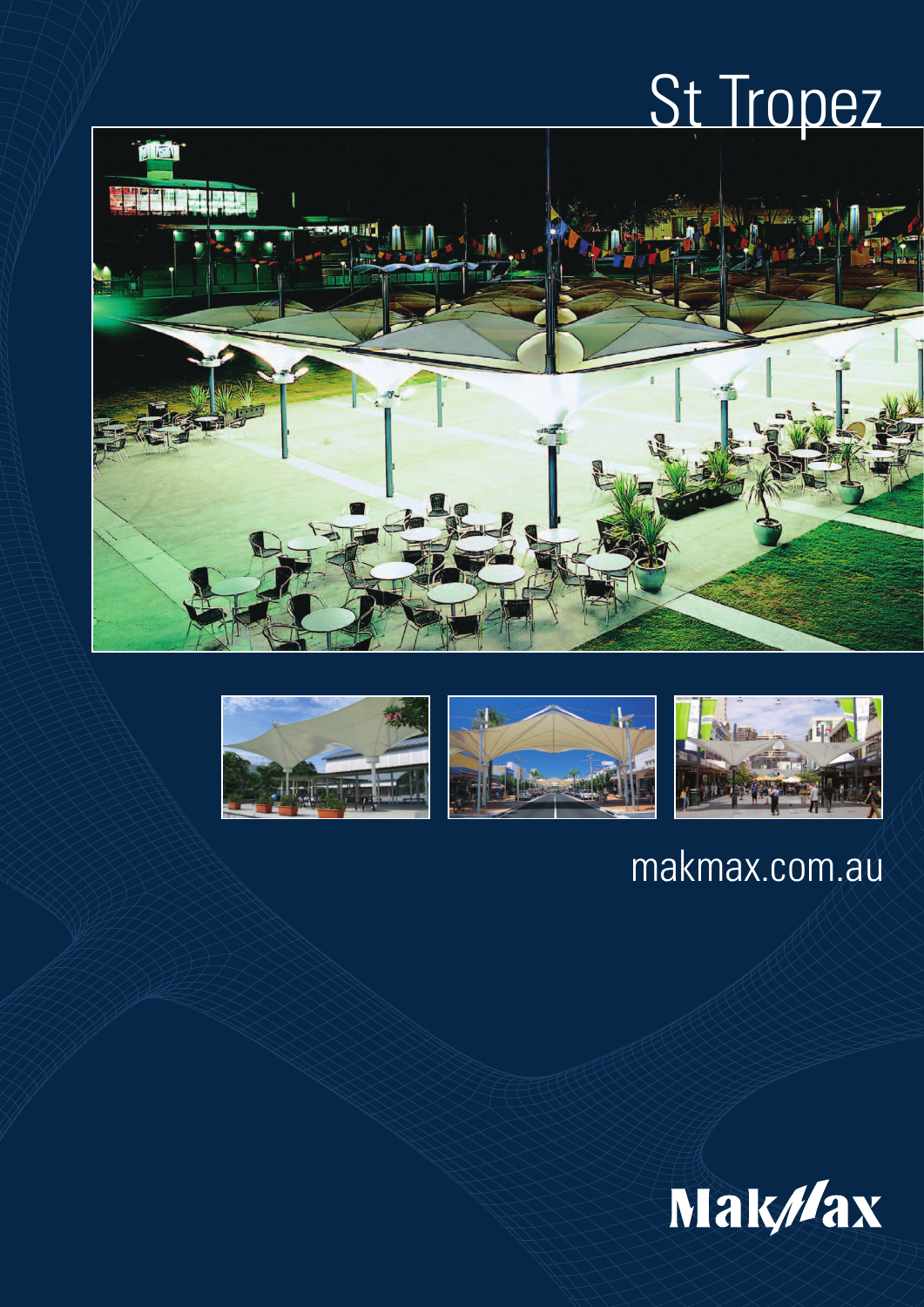# St Tropez

makmax.com.au

MakMax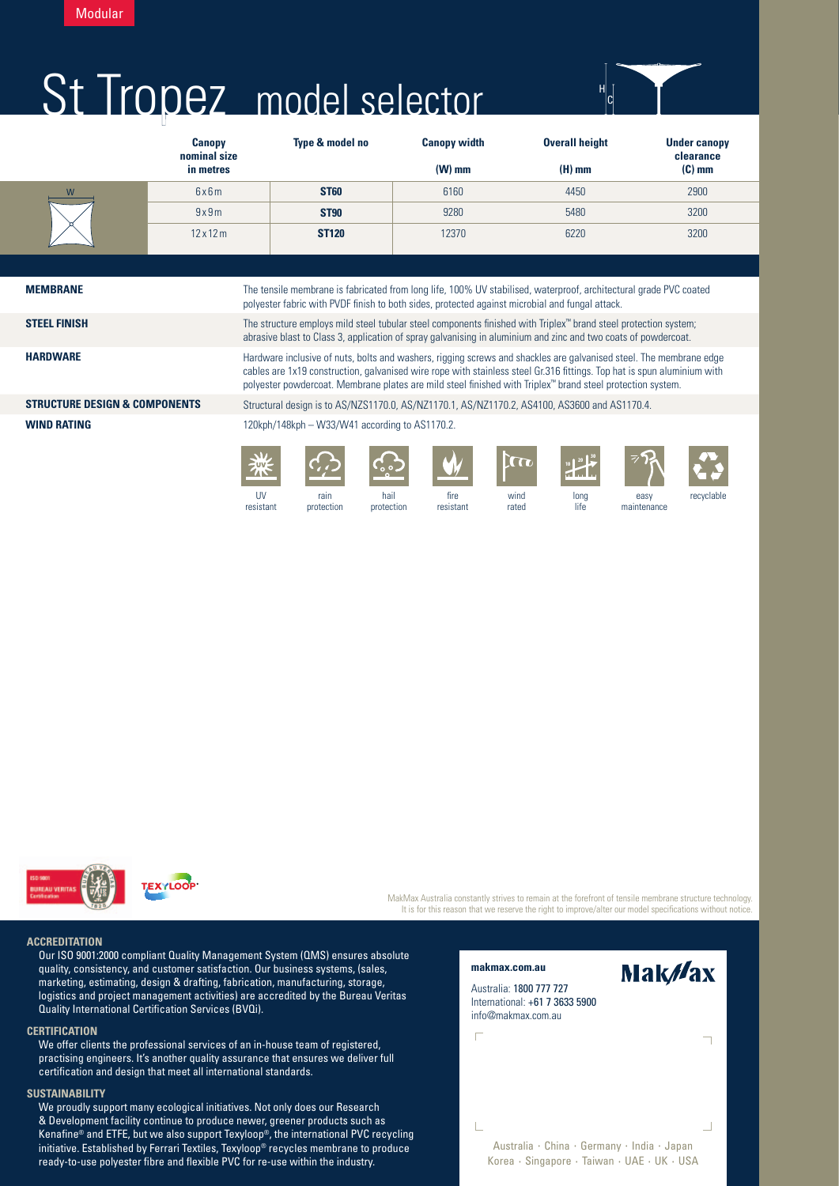Modular

# St Tropez model selector

| | Canopy nominal size in metres | Type & model no | Canopy width (W) mm | Overall height (H) mm | Under canopy clearance (C) mm |
|---|---|---|---|---|---|
| W | 6 x 6 m | **ST60** | 6160 | 4450 | 2900 |
| | 9 x 9 m | **ST90** | 9280 | 5480 | 3200 |
| | 12 x 12 m | **ST120** | 12370 | 6220 | 3200 |

**MEMBRANE**
The tensile membrane is fabricated from long life, 100% UV stabilised, waterproof, architectural grade PVC coated polyester fabric with PVDF finish to both sides, protected against microbial and fungal attack.

**STEEL FINISH**
The structure employs mild steel tubular steel components finished with Triplex™ brand steel protection system; abrasive blast to Class 3, application of spray galvanising in aluminium and zinc and two coats of powdercoat.

**HARDWARE**
Hardware inclusive of nuts, bolts and washers, rigging screws and shackles are galvanised steel. The membrane edge cables are 1x19 construction, galvanised wire rope with stainless steel Gr.316 fittings. Top hat is spun aluminium with polyester powdercoat. Membrane plates are mild steel finished with Triplex™ brand steel protection system.

**STRUCTURE DESIGN & COMPONENTS**
Structural design is to AS/NZS1170.0, AS/NZ1170.1, AS/NZ1170.2, AS4100, AS3600 and AS1170.4.

**WIND RATING**
120kph/148kph – W33/W41 according to AS1170.2.

UV resistant · rain protection · hail protection · fire resistant · wind rated · long life · easy maintenance · recyclable

MakMax Australia constantly strives to remain at the forefront of tensile membrane structure technology. It is for this reason that we reserve the right to improve/alter our model specifications without notice.

### ACCREDITATION

Our ISO 9001:2000 compliant Quality Management System (QMS) ensures absolute quality, consistency, and customer satisfaction. Our business systems, (sales, marketing, estimating, design & drafting, fabrication, manufacturing, storage, logistics and project management activities) are accredited by the Bureau Veritas Quality International Certification Services (BVQi).

### CERTIFICATION

We offer clients the professional services of an in-house team of registered, practising engineers. It's another quality assurance that ensures we deliver full certification and design that meet all international standards.

### SUSTAINABILITY

We proudly support many ecological initiatives. Not only does our Research & Development facility continue to produce newer, greener products such as Kenafine® and ETFE, but we also support Texyloop®, the international PVC recycling initiative. Established by Ferrari Textiles, Texyloop® recycles membrane to produce ready-to-use polyester fibre and flexible PVC for re-use within the industry.

**makmax.com.au**

MakMax

Australia: 1800 777 727
International: +61 7 3633 5900
info@makmax.com.au

Australia · China · Germany · India · Japan
Korea · Singapore · Taiwan · UAE · UK · USA